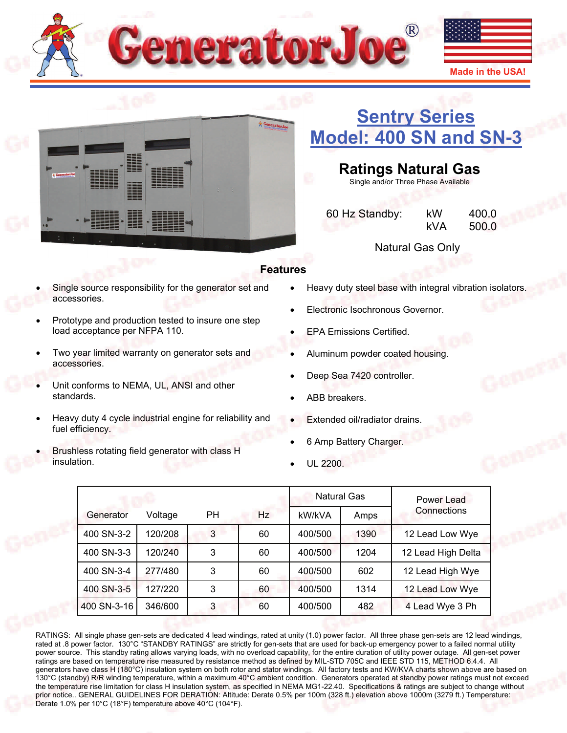# GeneratorJoe®

Made in the USA!

## Sentry Series
## Model: 400 SN and SN-3

### Ratings Natural Gas

Single and/or Three Phase Available

| 60 Hz Standby: | kW | 400.0 |
|---|---|---|
| | kVA | 500.0 |

Natural Gas Only

### Features

- Single source responsibility for the generator set and accessories.
- Prototype and production tested to insure one step load acceptance per NFPA 110.
- Two year limited warranty on generator sets and accessories.
- Unit conforms to NEMA, UL, ANSI and other standards.
- Heavy duty 4 cycle industrial engine for reliability and fuel efficiency.
- Brushless rotating field generator with class H insulation.
- Heavy duty steel base with integral vibration isolators.
- Electronic Isochronous Governor.
- EPA Emissions Certified.
- Aluminum powder coated housing.
- Deep Sea 7420 controller.
- ABB breakers.
- Extended oil/radiator drains.
- 6 Amp Battery Charger.
- UL 2200.

| Generator | Voltage | PH | Hz | Natural Gas | | Power Lead Connections |
|---|---|---|---|---|---|---|
| | | | | kW/kVA | Amps | |
| 400 SN-3-2 | 120/208 | 3 | 60 | 400/500 | 1390 | 12 Lead Low Wye |
| 400 SN-3-3 | 120/240 | 3 | 60 | 400/500 | 1204 | 12 Lead High Delta |
| 400 SN-3-4 | 277/480 | 3 | 60 | 400/500 | 602 | 12 Lead High Wye |
| 400 SN-3-5 | 127/220 | 3 | 60 | 400/500 | 1314 | 12 Lead Low Wye |
| 400 SN-3-16 | 346/600 | 3 | 60 | 400/500 | 482 | 4 Lead Wye 3 Ph |

RATINGS: All single phase gen-sets are dedicated 4 lead windings, rated at unity (1.0) power factor. All three phase gen-sets are 12 lead windings, rated at .8 power factor. 130°C "STANDBY RATINGS" are strictly for gen-sets that are used for back-up emergency power to a failed normal utility power source. This standby rating allows varying loads, with no overload capability, for the entire duration of utility power outage. All gen-set power ratings are based on temperature rise measured by resistance method as defined by MIL-STD 705C and IEEE STD 115, METHOD 6.4.4. All generators have class H (180°C) insulation system on both rotor and stator windings. All factory tests and KW/KVA charts shown above are based on 130°C (standby) R/R winding temperature, within a maximum 40°C ambient condition. Generators operated at standby power ratings must not exceed the temperature rise limitation for class H insulation system, as specified in NEMA MG1-22.40. Specifications & ratings are subject to change without prior notice.. GENERAL GUIDELINES FOR DERATION: Altitude: Derate 0.5% per 100m (328 ft.) elevation above 1000m (3279 ft.) Temperature: Derate 1.0% per 10°C (18°F) temperature above 40°C (104°F).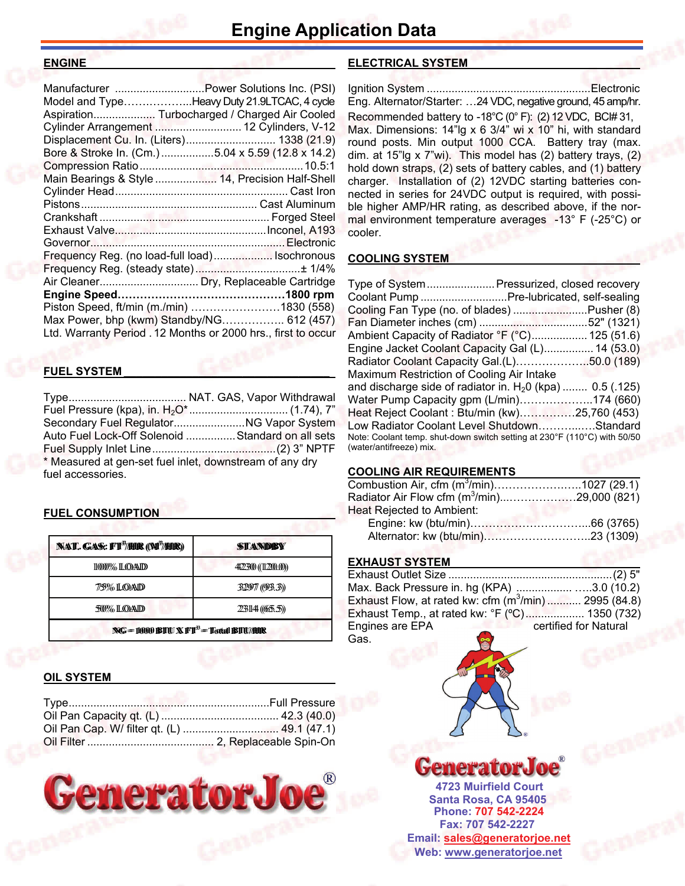# Engine Application Data

## ENGINE

- Manufacturer .............................Power Solutions Inc. (PSI)
- Model and Type……………….Heavy Duty 21.9LTCAC, 4 cycle
- Aspiration.................... Turbocharged / Charged Air Cooled
- Cylinder Arrangement ............................ 12 Cylinders, V-12
- Displacement Cu. In. (Liters)............................ 1338 (21.9)
- Bore & Stroke In. (Cm.)..................5.04 x 5.59 (12.8 x 14.2)
- Compression Ratio...........................................................10.5:1
- Main Bearings & Style .................... 14, Precision Half-Shell
- Cylinder Head........................................................ Cast Iron
- Pistons......................................................... Cast Aluminum
- Crankshaft ....................................................... Forged Steel
- Exhaust Valve.................................................Inconel, A193
- Governor..............................................................Electronic
- Frequency Reg. (no load-full load).................. Isochronous
- Frequency Reg. (steady state)..................................± 1/4%
- Air Cleaner................................ Dry, Replaceable Cartridge
- **Engine Speed…………………………………………1800 rpm**
- Piston Speed, ft/min (m./min) ……………………1830 (558)
- Max Power, bhp (kwm) Standby/NG…………….. 612 (457)
- Ltd. Warranty Period . 12 Months or 2000 hrs., first to occur

## FUEL SYSTEM

- Type...................................... NAT. GAS, Vapor Withdrawal
- Fuel Pressure (kpa), in. $H_2O$*................................ (1.74), 7"
- Secondary Fuel Regulator.......................NG Vapor System
- Auto Fuel Lock-Off Solenoid ................Standard on all sets
- Fuel Supply Inlet Line........................................(2) 3" NPTF

\* Measured at gen-set fuel inlet, downstream of any dry fuel accessories.

## FUEL CONSUMPTION

| NAT. GAS: FT³/HR (M³/HR) | STANDBY |
|---|---|
| 100% LOAD | 4230 (120.0) |
| 75% LOAD | 3297 (93.3) |
| 50% LOAD | 2314 (65.5) |
| NG = 1000 BTU X FT³ = Total BTU/HR | |

## OIL SYSTEM

- Type.................................................................Full Pressure
- Oil Pan Capacity qt. (L) ...................................... 42.3 (40.0)
- Oil Pan Cap. W/ filter qt. (L) ............................... 49.1 (47.1)
- Oil Filter ......................................... 2, Replaceable Spin-On

## ELECTRICAL SYSTEM

- Ignition System .....................................................Electronic
- Eng. Alternator/Starter: …24 VDC, negative ground, 45 amp/hr.

Recommended battery to -18°C (0° F): (2) 12 VDC, BCI# 31, Max. Dimensions: 14"lg x 6 3/4" wi x 10" hi, with standard round posts. Min output 1000 CCA. Battery tray (max. dim. at 15"lg x 7"wi). This model has (2) battery trays, (2) hold down straps, (2) sets of battery cables, and (1) battery charger. Installation of (2) 12VDC starting batteries connected in series for 24VDC output is required, with possible higher AMP/HR rating, as described above, if the normal environment temperature averages -13° F (-25°C) or cooler.

## COOLING SYSTEM

- Type of System......................Pressurized, closed recovery
- Coolant Pump ............................Pre-lubricated, self-sealing
- Cooling Fan Type (no. of blades) ........................Pusher (8)
- Fan Diameter inches (cm) ...................................52" (1321)
- Ambient Capacity of Radiator °F (°C).................. 125 (51.6)
- Engine Jacket Coolant Capacity Gal (L)................. 14 (53.0)
- Radiator Coolant Capacity Gal.(L)………………..50.0 (189)
- Maximum Restriction of Cooling Air Intake and discharge side of radiator in. $H_2O$ (kpa) ........ 0.5 (.125)
- Water Pump Capacity gpm (L/min)………………..174 (660)
- Heat Reject Coolant : Btu/min (kw)……………25,760 (453)
- Low Radiator Coolant Level Shutdown……….……Standard

Note: Coolant temp. shut-down switch setting at 230°F (110°C) with 50/50 (water/antifreeze) mix.

## COOLING AIR REQUIREMENTS

- Combustion Air, cfm ($m^3$/min)……………………..1027 (29.1)
- Radiator Air Flow cfm ($m^3$/min)..………………29,000 (821)
- Heat Rejected to Ambient:
  - Engine: kw (btu/min)…………………………...66 (3765)
  - Alternator: kw (btu/min)………………………..23 (1309)

## EXHAUST SYSTEM

- Exhaust Outlet Size .....................................................(2) 5"
- Max. Back Pressure in. hg (KPA) .................. …..3.0 (10.2)
- Exhaust Flow, at rated kw: cfm ($m^3$/min) ........... 2995 (84.8)
- Exhaust Temp., at rated kw: °F (ºC).................. 1350 (732)

Engines are EPA certified for Natural Gas.

**GeneratorJoe®**

4723 Muirfield Court
Santa Rosa, CA 95405
Phone: 707 542-2224
Fax: 707 542-2227
Email: sales@generatorjoe.net
Web: www.generatorjoe.net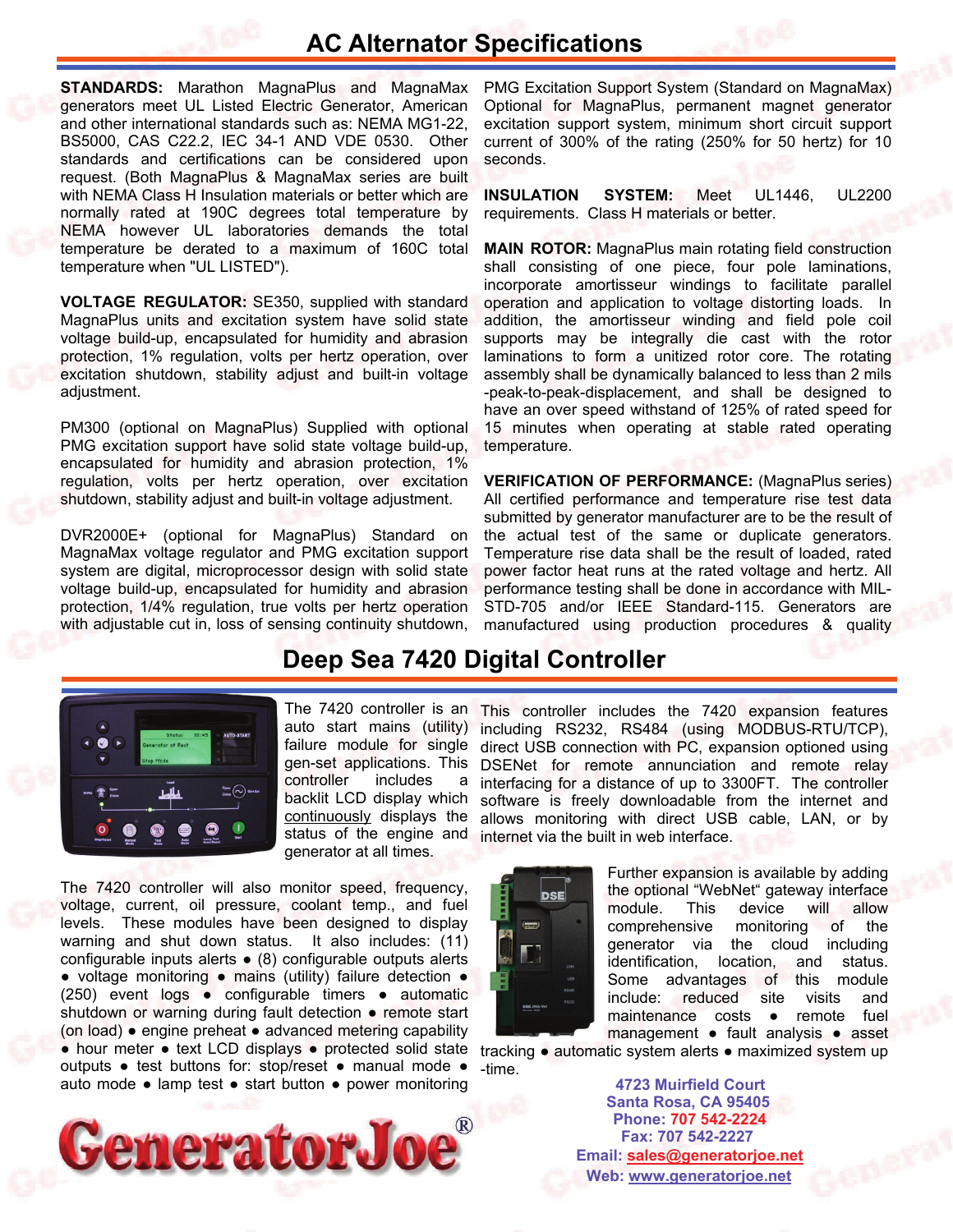# AC Alternator Specifications

**STANDARDS:** Marathon MagnaPlus and MagnaMax generators meet UL Listed Electric Generator, American and other international standards such as: NEMA MG1-22, BS5000, CAS C22.2, IEC 34-1 AND VDE 0530. Other standards and certifications can be considered upon request. (Both MagnaPlus & MagnaMax series are built with NEMA Class H Insulation materials or better which are normally rated at 190C degrees total temperature by NEMA however UL laboratories demands the total temperature be derated to a maximum of 160C total temperature when "UL LISTED").

**VOLTAGE REGULATOR:** SE350, supplied with standard MagnaPlus units and excitation system have solid state voltage build-up, encapsulated for humidity and abrasion protection, 1% regulation, volts per hertz operation, over excitation shutdown, stability adjust and built-in voltage adjustment.

PM300 (optional on MagnaPlus) Supplied with optional PMG excitation support have solid state voltage build-up, encapsulated for humidity and abrasion protection, 1% regulation, volts per hertz operation, over excitation shutdown, stability adjust and built-in voltage adjustment.

DVR2000E+ (optional for MagnaPlus) Standard on MagnaMax voltage regulator and PMG excitation support system are digital, microprocessor design with solid state voltage build-up, encapsulated for humidity and abrasion protection, 1/4% regulation, true volts per hertz operation with adjustable cut in, loss of sensing continuity shutdown,

PMG Excitation Support System (Standard on MagnaMax) Optional for MagnaPlus, permanent magnet generator excitation support system, minimum short circuit support current of 300% of the rating (250% for 50 hertz) for 10 seconds.

**INSULATION SYSTEM:** Meet UL1446, UL2200 requirements. Class H materials or better.

**MAIN ROTOR:** MagnaPlus main rotating field construction shall consisting of one piece, four pole laminations, incorporate amortisseur windings to facilitate parallel operation and application to voltage distorting loads. In addition, the amortisseur winding and field pole coil supports may be integrally die cast with the rotor laminations to form a unitized rotor core. The rotating assembly shall be dynamically balanced to less than 2 mils -peak-to-peak-displacement, and shall be designed to have an over speed withstand of 125% of rated speed for 15 minutes when operating at stable rated operating temperature.

**VERIFICATION OF PERFORMANCE:** (MagnaPlus series) All certified performance and temperature rise test data submitted by generator manufacturer are to be the result of the actual test of the same or duplicate generators. Temperature rise data shall be the result of loaded, rated power factor heat runs at the rated voltage and hertz. All performance testing shall be done in accordance with MIL-STD-705 and/or IEEE Standard-115. Generators are manufactured using production procedures & quality

# Deep Sea 7420 Digital Controller

The 7420 controller is an auto start mains (utility) failure module for single gen-set applications. This controller includes a backlit LCD display which continuously displays the status of the engine and generator at all times.

The 7420 controller will also monitor speed, frequency, voltage, current, oil pressure, coolant temp., and fuel levels. These modules have been designed to display warning and shut down status. It also includes: (11) configurable inputs alerts • (8) configurable outputs alerts • voltage monitoring • mains (utility) failure detection • (250) event logs • configurable timers • automatic shutdown or warning during fault detection • remote start (on load) • engine preheat • advanced metering capability • hour meter • text LCD displays • protected solid state outputs • test buttons for: stop/reset • manual mode • auto mode • lamp test • start button • power monitoring

This controller includes the 7420 expansion features including RS232, RS484 (using MODBUS-RTU/TCP), direct USB connection with PC, expansion optioned using DSENet for remote annunciation and remote relay interfacing for a distance of up to 3300FT. The controller software is freely downloadable from the internet and allows monitoring with direct USB cable, LAN, or by internet via the built in web interface.

Further expansion is available by adding the optional "WebNet" gateway interface module. This device will allow comprehensive monitoring of the generator via the cloud including identification, location, and status. Some advantages of this module include: reduced site visits and maintenance costs • remote fuel management • fault analysis • asset tracking • automatic system alerts • maximized system up-time.

GeneratorJoe®

4723 Muirfield Court
Santa Rosa, CA 95405
Phone: 707 542-2224
Fax: 707 542-2227
Email: sales@generatorjoe.net
Web: www.generatorjoe.net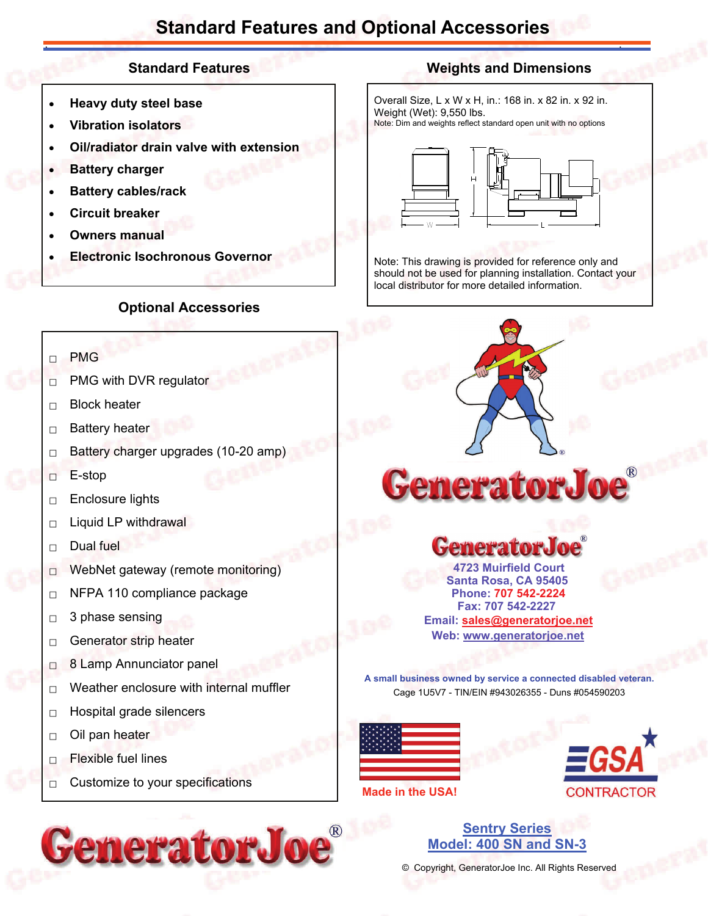# Standard Features and Optional Accessories

## Standard Features

- **Heavy duty steel base**
- **Vibration isolators**
- **Oil/radiator drain valve with extension**
- **Battery charger**
- **Battery cables/rack**
- **Circuit breaker**
- **Owners manual**
- **Electronic Isochronous Governor**

## Optional Accessories

- ☐ PMG
- ☐ PMG with DVR regulator
- ☐ Block heater
- ☐ Battery heater
- ☐ Battery charger upgrades (10-20 amp)
- ☐ E-stop
- ☐ Enclosure lights
- ☐ Liquid LP withdrawal
- ☐ Dual fuel
- ☐ WebNet gateway (remote monitoring)
- ☐ NFPA 110 compliance package
- ☐ 3 phase sensing
- ☐ Generator strip heater
- ☐ 8 Lamp Annunciator panel
- ☐ Weather enclosure with internal muffler
- ☐ Hospital grade silencers
- ☐ Oil pan heater
- ☐ Flexible fuel lines
- ☐ Customize to your specifications

## Weights and Dimensions

Overall Size, L x W x H, in.: 168 in. x 82 in. x 92 in.
Weight (Wet): 9,550 lbs.
Note: Dim and weights reflect standard open unit with no options

W
H
L

Note: This drawing is provided for reference only and should not be used for planning installation. Contact your local distributor for more detailed information.

GeneratorJoe®

GeneratorJoe®
4723 Muirfield Court
Santa Rosa, CA 95405
Phone: 707 542-2224
Fax: 707 542-2227
Email: sales@generatorjoe.net
Web: www.generatorjoe.net

A small business owned by service a connected disabled veteran.
Cage 1U5V7 - TIN/EIN #943026355 - Duns #054590203

Made in the USA!

GSA CONTRACTOR

GeneratorJoe®

Sentry Series
Model: 400 SN and SN-3

© Copyright, GeneratorJoe Inc. All Rights Reserved